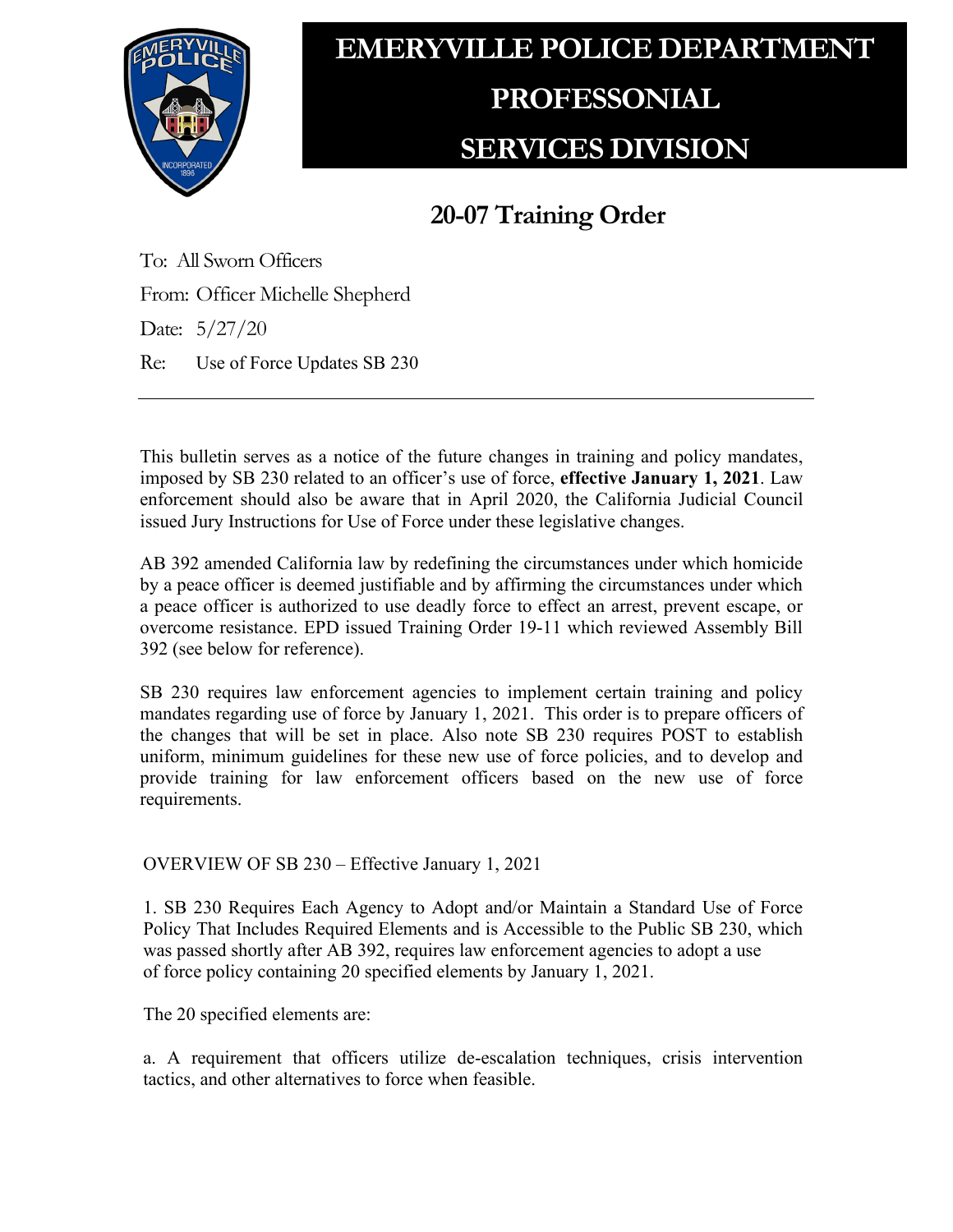# EMERYVILLE POLICE DEPARTMENT PROFESSIONAL SERVICES DIVISION

## 20-07 Training Order

To: All Sworn Officers

From: Officer Michelle Shepherd

Date: 5/27/20

Re: Use of Force Updates SB 230

---

This bulletin serves as a notice of the future changes in training and policy mandates, imposed by SB 230 related to an officer's use of force, **effective January 1, 2021**. Law enforcement should also be aware that in April 2020, the California Judicial Council issued Jury Instructions for Use of Force under these legislative changes.

AB 392 amended California law by redefining the circumstances under which homicide by a peace officer is deemed justifiable and by affirming the circumstances under which a peace officer is authorized to use deadly force to effect an arrest, prevent escape, or overcome resistance. EPD issued Training Order 19-11 which reviewed Assembly Bill 392 (see below for reference).

SB 230 requires law enforcement agencies to implement certain training and policy mandates regarding use of force by January 1, 2021. This order is to prepare officers of the changes that will be set in place. Also note SB 230 requires POST to establish uniform, minimum guidelines for these new use of force policies, and to develop and provide training for law enforcement officers based on the new use of force requirements.

OVERVIEW OF SB 230 – Effective January 1, 2021

1. SB 230 Requires Each Agency to Adopt and/or Maintain a Standard Use of Force Policy That Includes Required Elements and is Accessible to the Public SB 230, which was passed shortly after AB 392, requires law enforcement agencies to adopt a use of force policy containing 20 specified elements by January 1, 2021.

The 20 specified elements are:

a. A requirement that officers utilize de-escalation techniques, crisis intervention tactics, and other alternatives to force when feasible.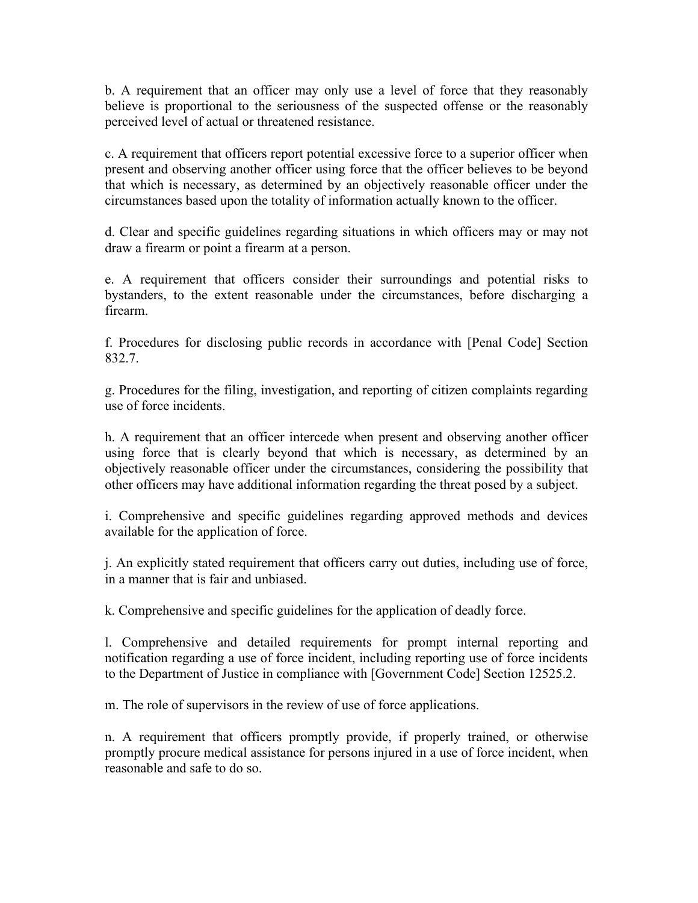b. A requirement that an officer may only use a level of force that they reasonably believe is proportional to the seriousness of the suspected offense or the reasonably perceived level of actual or threatened resistance.

c. A requirement that officers report potential excessive force to a superior officer when present and observing another officer using force that the officer believes to be beyond that which is necessary, as determined by an objectively reasonable officer under the circumstances based upon the totality of information actually known to the officer.

d. Clear and specific guidelines regarding situations in which officers may or may not draw a firearm or point a firearm at a person.

e. A requirement that officers consider their surroundings and potential risks to bystanders, to the extent reasonable under the circumstances, before discharging a firearm.

f. Procedures for disclosing public records in accordance with [Penal Code] Section 832.7.

g. Procedures for the filing, investigation, and reporting of citizen complaints regarding use of force incidents.

h. A requirement that an officer intercede when present and observing another officer using force that is clearly beyond that which is necessary, as determined by an objectively reasonable officer under the circumstances, considering the possibility that other officers may have additional information regarding the threat posed by a subject.

i. Comprehensive and specific guidelines regarding approved methods and devices available for the application of force.

j. An explicitly stated requirement that officers carry out duties, including use of force, in a manner that is fair and unbiased.

k. Comprehensive and specific guidelines for the application of deadly force.

l. Comprehensive and detailed requirements for prompt internal reporting and notification regarding a use of force incident, including reporting use of force incidents to the Department of Justice in compliance with [Government Code] Section 12525.2.

m. The role of supervisors in the review of use of force applications.

n. A requirement that officers promptly provide, if properly trained, or otherwise promptly procure medical assistance for persons injured in a use of force incident, when reasonable and safe to do so.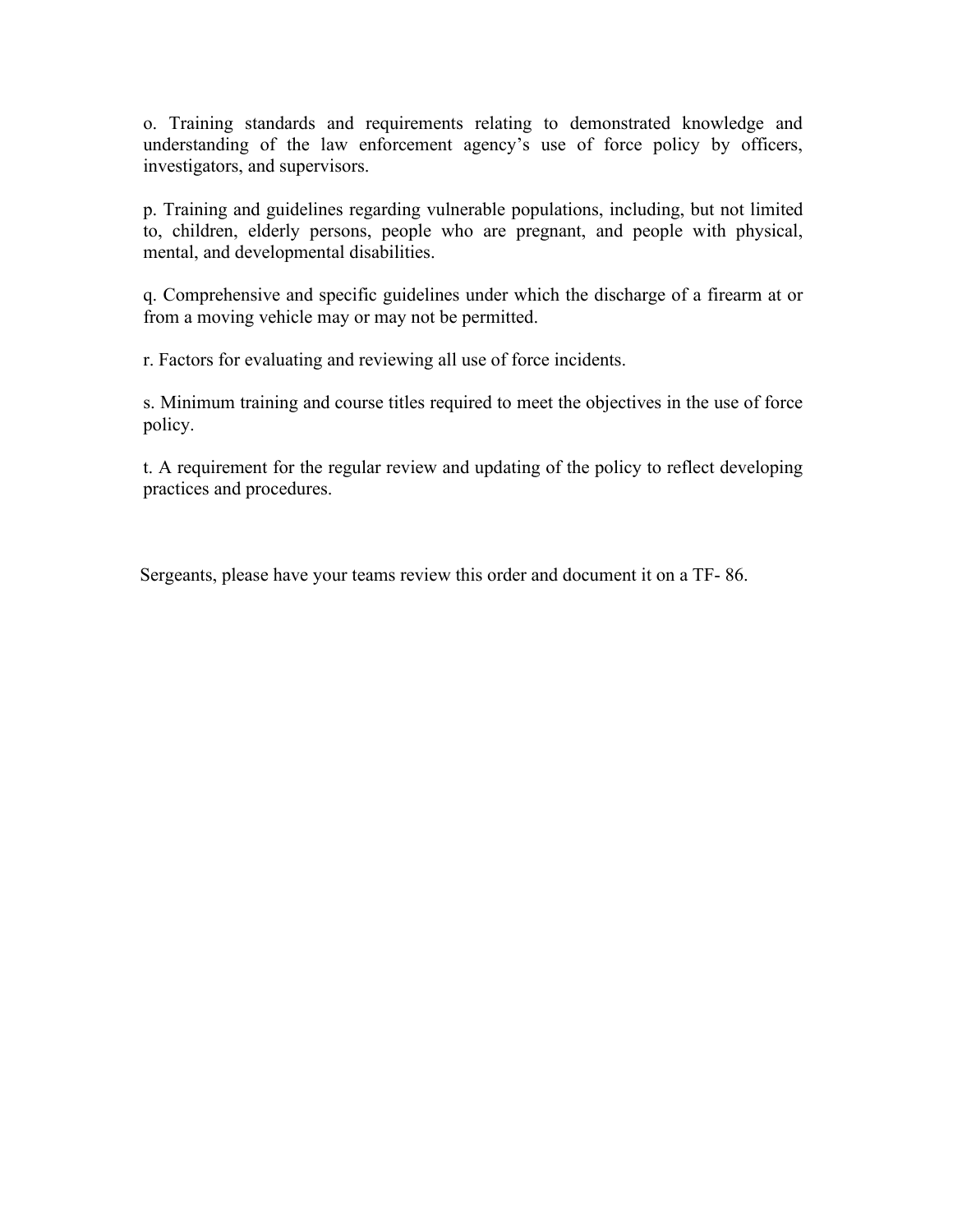o. Training standards and requirements relating to demonstrated knowledge and understanding of the law enforcement agency's use of force policy by officers, investigators, and supervisors.

p. Training and guidelines regarding vulnerable populations, including, but not limited to, children, elderly persons, people who are pregnant, and people with physical, mental, and developmental disabilities.

q. Comprehensive and specific guidelines under which the discharge of a firearm at or from a moving vehicle may or may not be permitted.

r. Factors for evaluating and reviewing all use of force incidents.

s. Minimum training and course titles required to meet the objectives in the use of force policy.

t. A requirement for the regular review and updating of the policy to reflect developing practices and procedures.

Sergeants, please have your teams review this order and document it on a TF- 86.